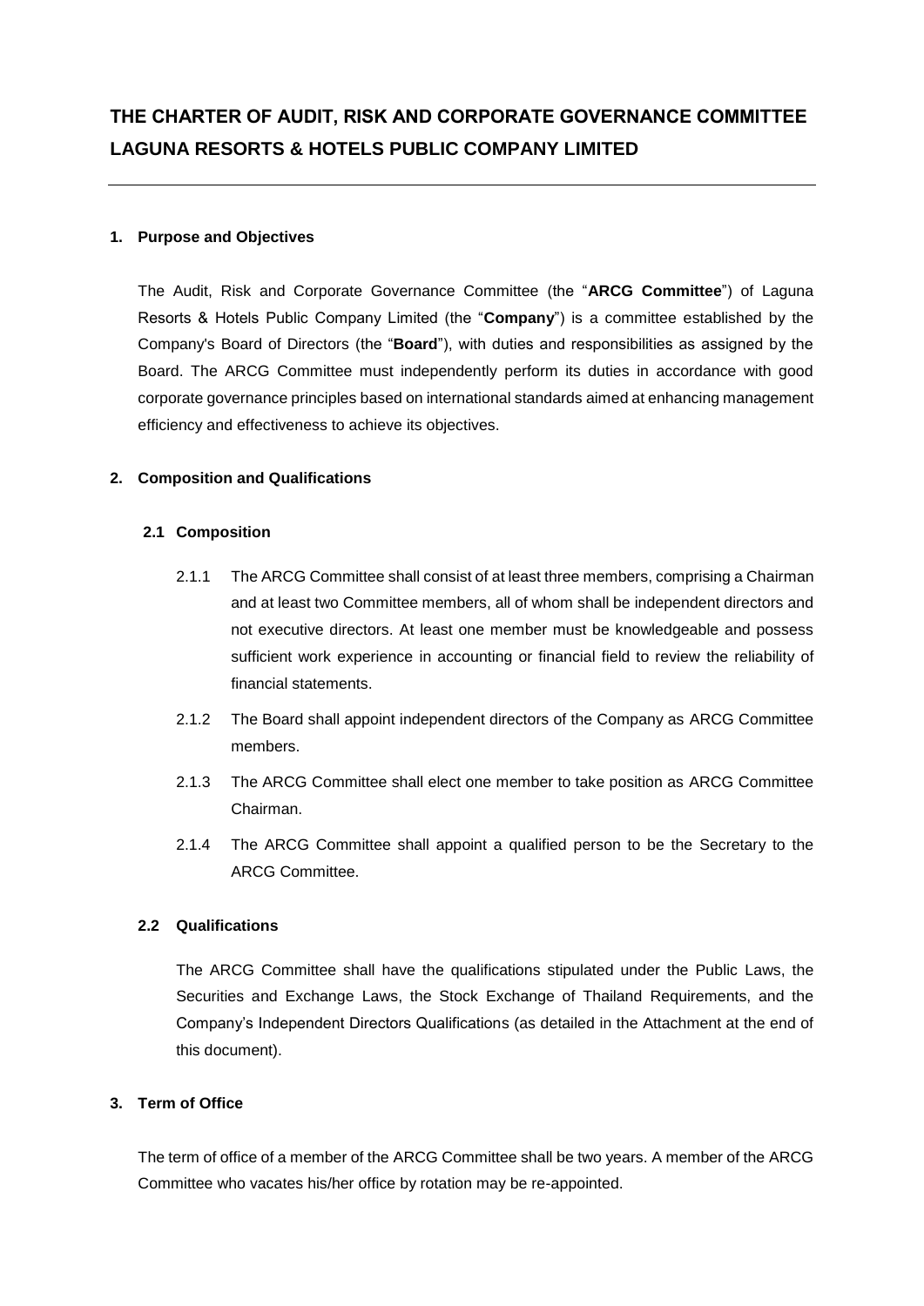# THE CHARTER OF AUDIT, RISK AND CORPORATE GOVERNANCE COMMITTEE LAGUNA RESORTS & HOTELS PUBLIC COMPANY LIMITED

## 1. Purpose and Objectives

The Audit, Risk and Corporate Governance Committee (the "**ARCG Committee**") of Laguna Resorts & Hotels Public Company Limited (the "**Company**") is a committee established by the Company's Board of Directors (the "**Board**"), with duties and responsibilities as assigned by the Board. The ARCG Committee must independently perform its duties in accordance with good corporate governance principles based on international standards aimed at enhancing management efficiency and effectiveness to achieve its objectives.

## 2. Composition and Qualifications

### 2.1 Composition

2.1.1 The ARCG Committee shall consist of at least three members, comprising a Chairman and at least two Committee members, all of whom shall be independent directors and not executive directors. At least one member must be knowledgeable and possess sufficient work experience in accounting or financial field to review the reliability of financial statements.

2.1.2 The Board shall appoint independent directors of the Company as ARCG Committee members.

2.1.3 The ARCG Committee shall elect one member to take position as ARCG Committee Chairman.

2.1.4 The ARCG Committee shall appoint a qualified person to be the Secretary to the ARCG Committee.

### 2.2 Qualifications

The ARCG Committee shall have the qualifications stipulated under the Public Laws, the Securities and Exchange Laws, the Stock Exchange of Thailand Requirements, and the Company's Independent Directors Qualifications (as detailed in the Attachment at the end of this document).

## 3. Term of Office

The term of office of a member of the ARCG Committee shall be two years. A member of the ARCG Committee who vacates his/her office by rotation may be re-appointed.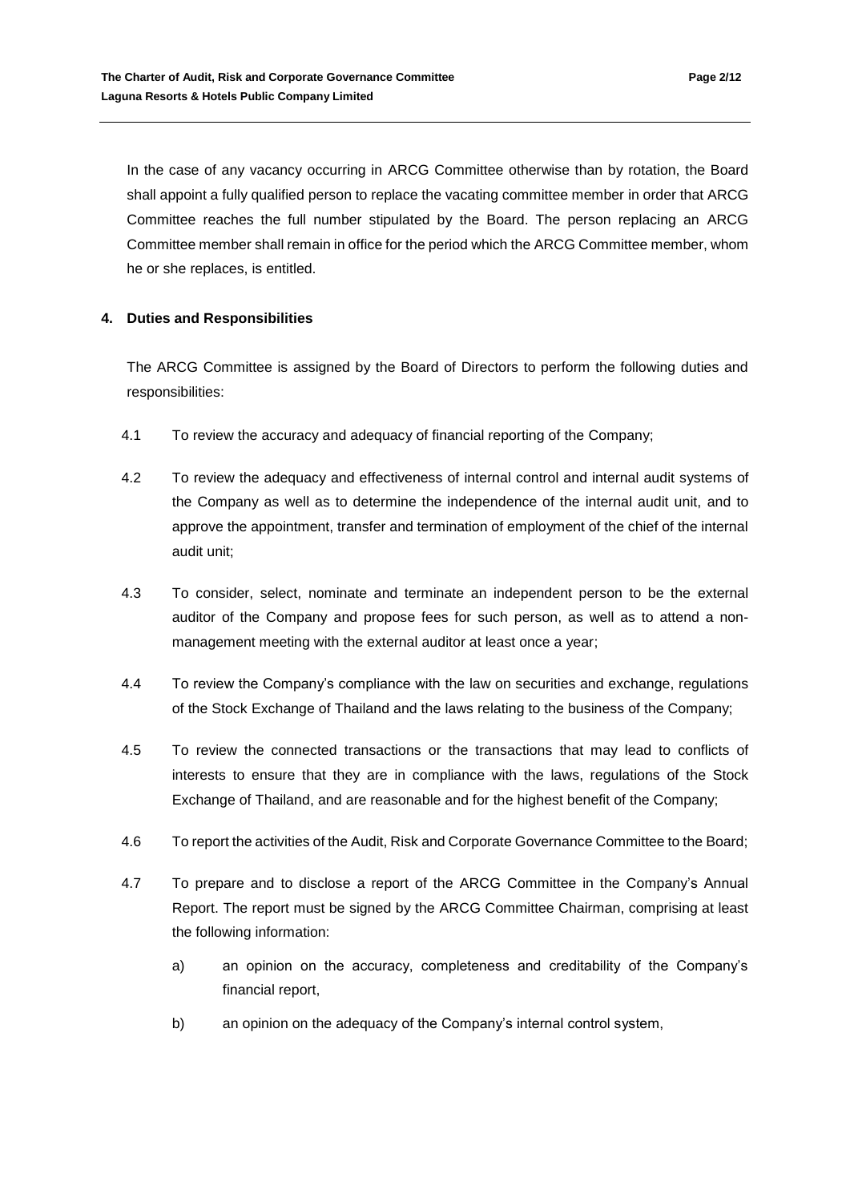In the case of any vacancy occurring in ARCG Committee otherwise than by rotation, the Board shall appoint a fully qualified person to replace the vacating committee member in order that ARCG Committee reaches the full number stipulated by the Board. The person replacing an ARCG Committee member shall remain in office for the period which the ARCG Committee member, whom he or she replaces, is entitled.

## 4. Duties and Responsibilities

The ARCG Committee is assigned by the Board of Directors to perform the following duties and responsibilities:

4.1 To review the accuracy and adequacy of financial reporting of the Company;

4.2 To review the adequacy and effectiveness of internal control and internal audit systems of the Company as well as to determine the independence of the internal audit unit, and to approve the appointment, transfer and termination of employment of the chief of the internal audit unit;

4.3 To consider, select, nominate and terminate an independent person to be the external auditor of the Company and propose fees for such person, as well as to attend a non-management meeting with the external auditor at least once a year;

4.4 To review the Company's compliance with the law on securities and exchange, regulations of the Stock Exchange of Thailand and the laws relating to the business of the Company;

4.5 To review the connected transactions or the transactions that may lead to conflicts of interests to ensure that they are in compliance with the laws, regulations of the Stock Exchange of Thailand, and are reasonable and for the highest benefit of the Company;

4.6 To report the activities of the Audit, Risk and Corporate Governance Committee to the Board;

4.7 To prepare and to disclose a report of the ARCG Committee in the Company's Annual Report. The report must be signed by the ARCG Committee Chairman, comprising at least the following information:

a) an opinion on the accuracy, completeness and creditability of the Company's financial report,

b) an opinion on the adequacy of the Company's internal control system,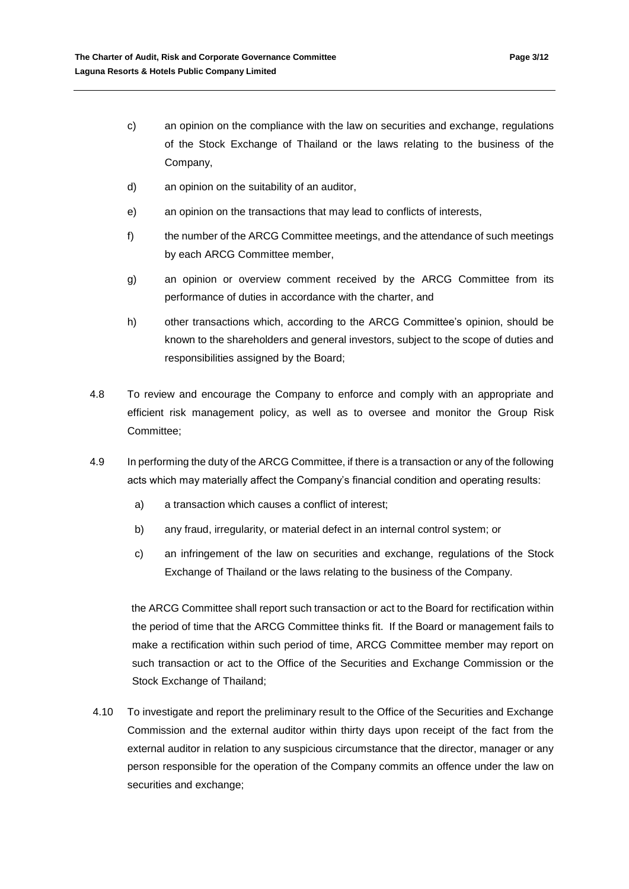c) an opinion on the compliance with the law on securities and exchange, regulations of the Stock Exchange of Thailand or the laws relating to the business of the Company,

d) an opinion on the suitability of an auditor,

e) an opinion on the transactions that may lead to conflicts of interests,

f) the number of the ARCG Committee meetings, and the attendance of such meetings by each ARCG Committee member,

g) an opinion or overview comment received by the ARCG Committee from its performance of duties in accordance with the charter, and

h) other transactions which, according to the ARCG Committee's opinion, should be known to the shareholders and general investors, subject to the scope of duties and responsibilities assigned by the Board;

4.8 To review and encourage the Company to enforce and comply with an appropriate and efficient risk management policy, as well as to oversee and monitor the Group Risk Committee;

4.9 In performing the duty of the ARCG Committee, if there is a transaction or any of the following acts which may materially affect the Company's financial condition and operating results:

a) a transaction which causes a conflict of interest;

b) any fraud, irregularity, or material defect in an internal control system; or

c) an infringement of the law on securities and exchange, regulations of the Stock Exchange of Thailand or the laws relating to the business of the Company.

the ARCG Committee shall report such transaction or act to the Board for rectification within the period of time that the ARCG Committee thinks fit. If the Board or management fails to make a rectification within such period of time, ARCG Committee member may report on such transaction or act to the Office of the Securities and Exchange Commission or the Stock Exchange of Thailand;

4.10 To investigate and report the preliminary result to the Office of the Securities and Exchange Commission and the external auditor within thirty days upon receipt of the fact from the external auditor in relation to any suspicious circumstance that the director, manager or any person responsible for the operation of the Company commits an offence under the law on securities and exchange;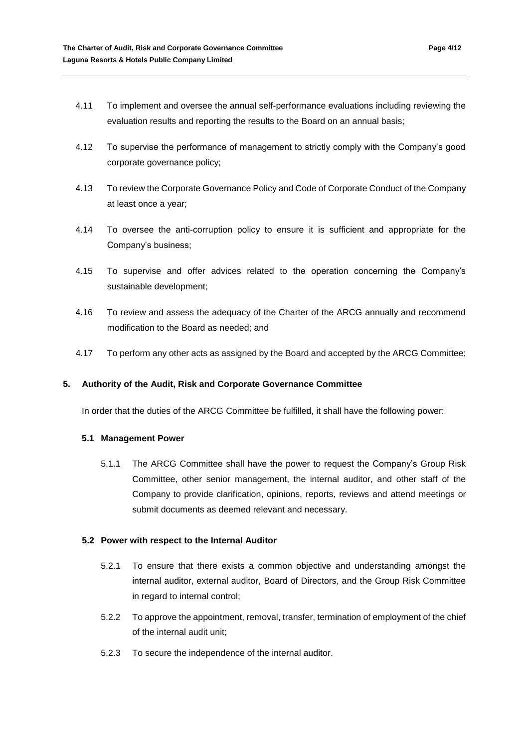4.11 To implement and oversee the annual self-performance evaluations including reviewing the evaluation results and reporting the results to the Board on an annual basis;

4.12 To supervise the performance of management to strictly comply with the Company's good corporate governance policy;

4.13 To review the Corporate Governance Policy and Code of Corporate Conduct of the Company at least once a year;

4.14 To oversee the anti-corruption policy to ensure it is sufficient and appropriate for the Company's business;

4.15 To supervise and offer advices related to the operation concerning the Company's sustainable development;

4.16 To review and assess the adequacy of the Charter of the ARCG annually and recommend modification to the Board as needed; and

4.17 To perform any other acts as assigned by the Board and accepted by the ARCG Committee;

## 5. Authority of the Audit, Risk and Corporate Governance Committee

In order that the duties of the ARCG Committee be fulfilled, it shall have the following power:

### 5.1 Management Power

5.1.1 The ARCG Committee shall have the power to request the Company's Group Risk Committee, other senior management, the internal auditor, and other staff of the Company to provide clarification, opinions, reports, reviews and attend meetings or submit documents as deemed relevant and necessary.

### 5.2 Power with respect to the Internal Auditor

5.2.1 To ensure that there exists a common objective and understanding amongst the internal auditor, external auditor, Board of Directors, and the Group Risk Committee in regard to internal control;

5.2.2 To approve the appointment, removal, transfer, termination of employment of the chief of the internal audit unit;

5.2.3 To secure the independence of the internal auditor.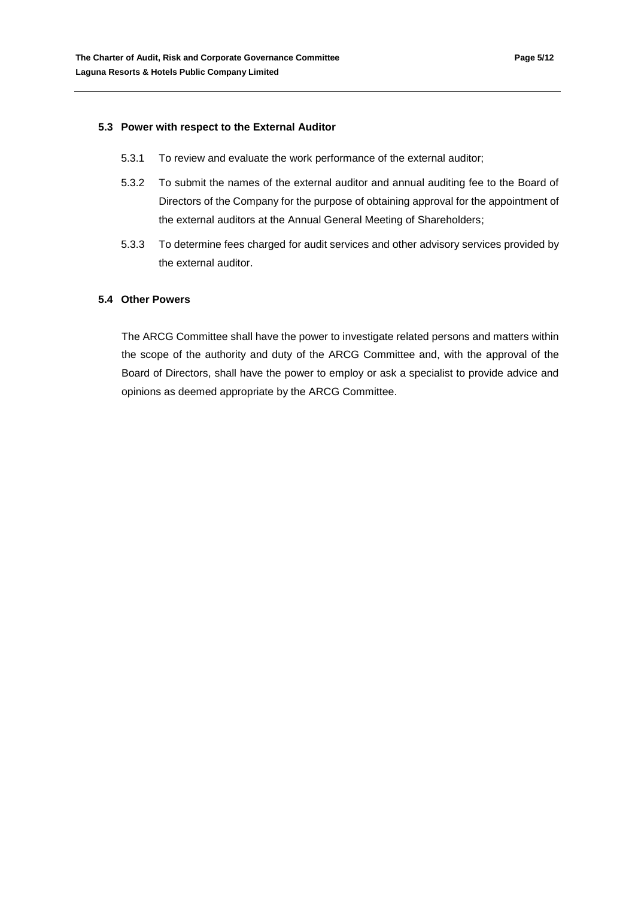### 5.3 Power with respect to the External Auditor

5.3.1 To review and evaluate the work performance of the external auditor;

5.3.2 To submit the names of the external auditor and annual auditing fee to the Board of Directors of the Company for the purpose of obtaining approval for the appointment of the external auditors at the Annual General Meeting of Shareholders;

5.3.3 To determine fees charged for audit services and other advisory services provided by the external auditor.

### 5.4 Other Powers

The ARCG Committee shall have the power to investigate related persons and matters within the scope of the authority and duty of the ARCG Committee and, with the approval of the Board of Directors, shall have the power to employ or ask a specialist to provide advice and opinions as deemed appropriate by the ARCG Committee.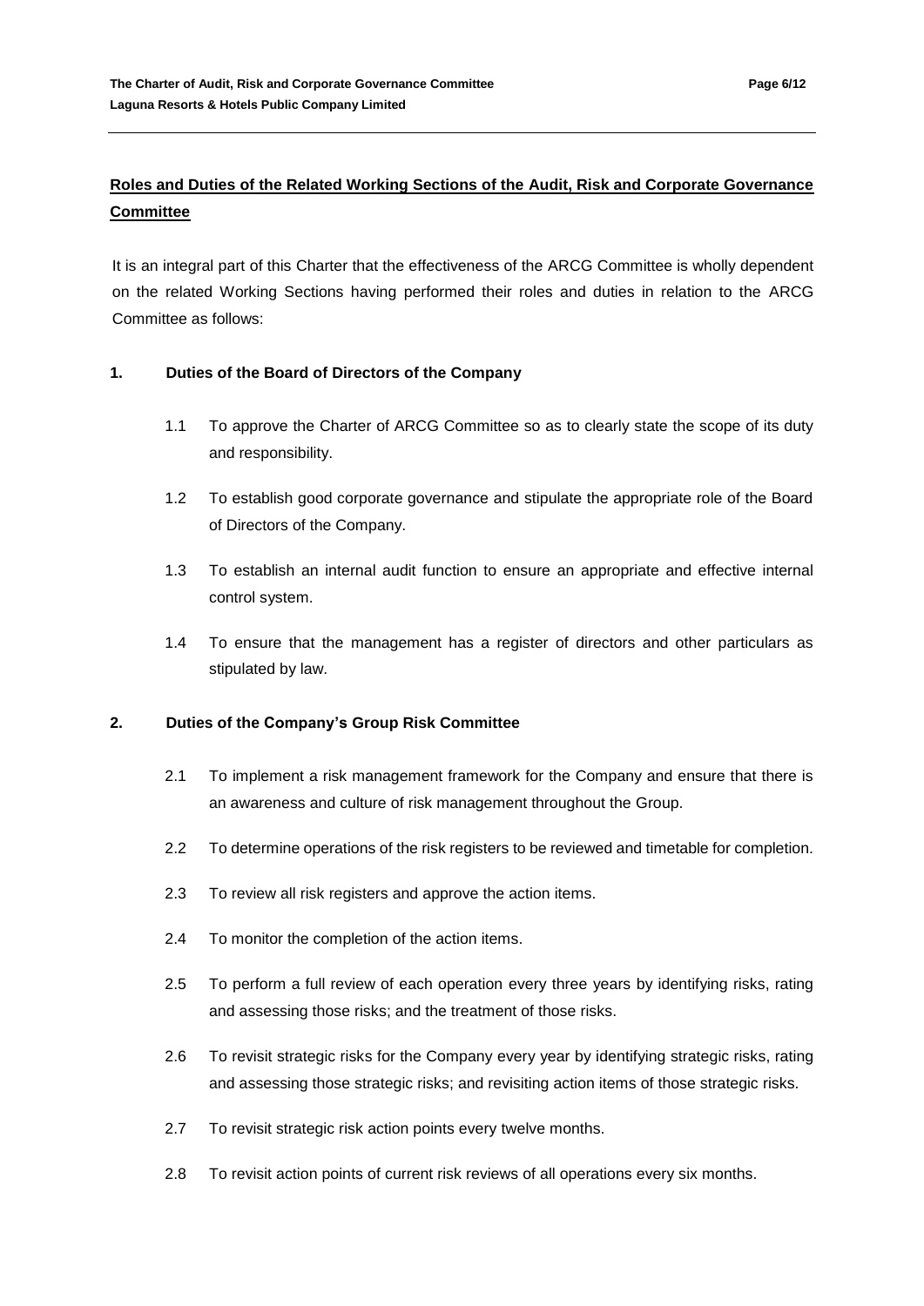## Roles and Duties of the Related Working Sections of the Audit, Risk and Corporate Governance Committee

It is an integral part of this Charter that the effectiveness of the ARCG Committee is wholly dependent on the related Working Sections having performed their roles and duties in relation to the ARCG Committee as follows:

### 1. Duties of the Board of Directors of the Company

1.1 To approve the Charter of ARCG Committee so as to clearly state the scope of its duty and responsibility.

1.2 To establish good corporate governance and stipulate the appropriate role of the Board of Directors of the Company.

1.3 To establish an internal audit function to ensure an appropriate and effective internal control system.

1.4 To ensure that the management has a register of directors and other particulars as stipulated by law.

### 2. Duties of the Company's Group Risk Committee

2.1 To implement a risk management framework for the Company and ensure that there is an awareness and culture of risk management throughout the Group.

2.2 To determine operations of the risk registers to be reviewed and timetable for completion.

2.3 To review all risk registers and approve the action items.

2.4 To monitor the completion of the action items.

2.5 To perform a full review of each operation every three years by identifying risks, rating and assessing those risks; and the treatment of those risks.

2.6 To revisit strategic risks for the Company every year by identifying strategic risks, rating and assessing those strategic risks; and revisiting action items of those strategic risks.

2.7 To revisit strategic risk action points every twelve months.

2.8 To revisit action points of current risk reviews of all operations every six months.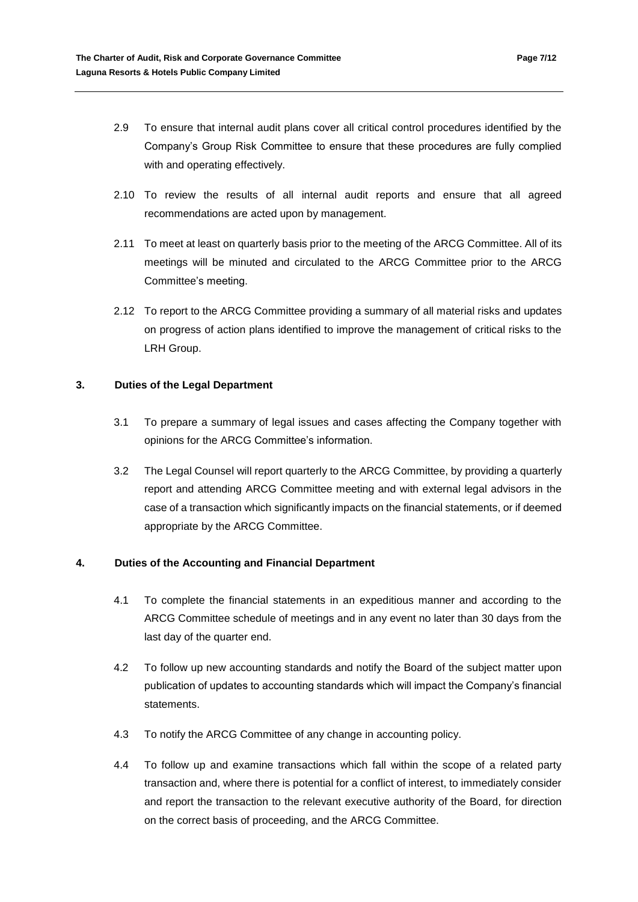2.9 To ensure that internal audit plans cover all critical control procedures identified by the Company's Group Risk Committee to ensure that these procedures are fully complied with and operating effectively.

2.10 To review the results of all internal audit reports and ensure that all agreed recommendations are acted upon by management.

2.11 To meet at least on quarterly basis prior to the meeting of the ARCG Committee. All of its meetings will be minuted and circulated to the ARCG Committee prior to the ARCG Committee's meeting.

2.12 To report to the ARCG Committee providing a summary of all material risks and updates on progress of action plans identified to improve the management of critical risks to the LRH Group.

### 3. Duties of the Legal Department

3.1 To prepare a summary of legal issues and cases affecting the Company together with opinions for the ARCG Committee's information.

3.2 The Legal Counsel will report quarterly to the ARCG Committee, by providing a quarterly report and attending ARCG Committee meeting and with external legal advisors in the case of a transaction which significantly impacts on the financial statements, or if deemed appropriate by the ARCG Committee.

### 4. Duties of the Accounting and Financial Department

4.1 To complete the financial statements in an expeditious manner and according to the ARCG Committee schedule of meetings and in any event no later than 30 days from the last day of the quarter end.

4.2 To follow up new accounting standards and notify the Board of the subject matter upon publication of updates to accounting standards which will impact the Company's financial statements.

4.3 To notify the ARCG Committee of any change in accounting policy.

4.4 To follow up and examine transactions which fall within the scope of a related party transaction and, where there is potential for a conflict of interest, to immediately consider and report the transaction to the relevant executive authority of the Board, for direction on the correct basis of proceeding, and the ARCG Committee.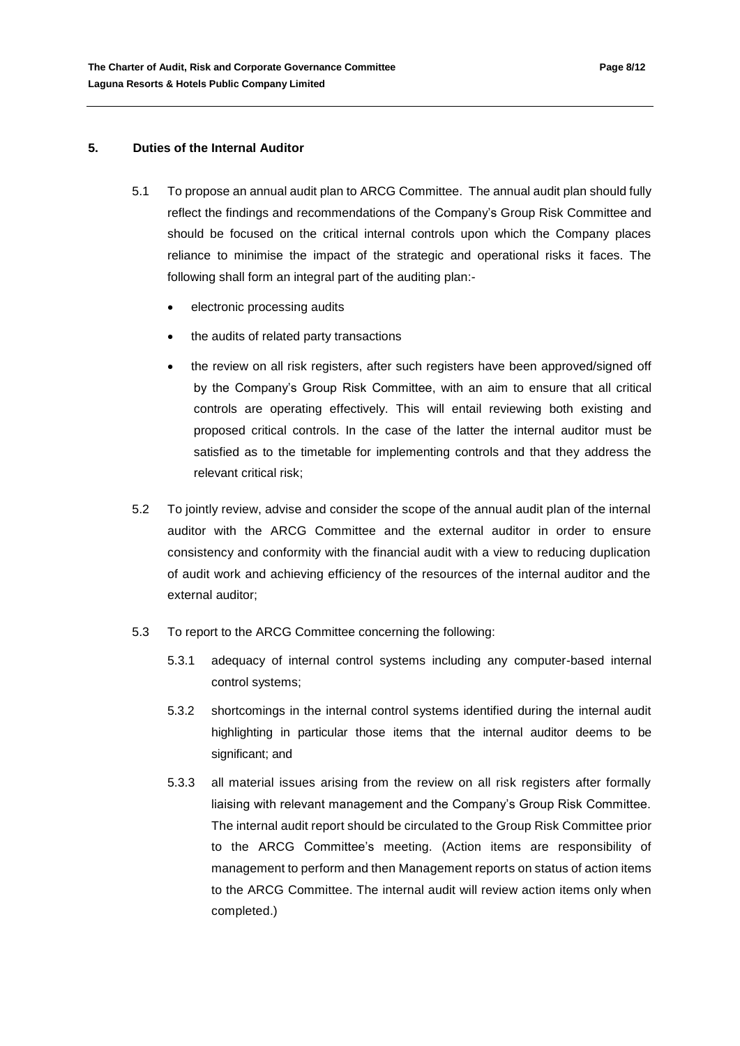## 5. Duties of the Internal Auditor

5.1 To propose an annual audit plan to ARCG Committee. The annual audit plan should fully reflect the findings and recommendations of the Company's Group Risk Committee and should be focused on the critical internal controls upon which the Company places reliance to minimise the impact of the strategic and operational risks it faces. The following shall form an integral part of the auditing plan:-

- electronic processing audits
- the audits of related party transactions
- the review on all risk registers, after such registers have been approved/signed off by the Company's Group Risk Committee, with an aim to ensure that all critical controls are operating effectively. This will entail reviewing both existing and proposed critical controls. In the case of the latter the internal auditor must be satisfied as to the timetable for implementing controls and that they address the relevant critical risk;

5.2 To jointly review, advise and consider the scope of the annual audit plan of the internal auditor with the ARCG Committee and the external auditor in order to ensure consistency and conformity with the financial audit with a view to reducing duplication of audit work and achieving efficiency of the resources of the internal auditor and the external auditor;

5.3 To report to the ARCG Committee concerning the following:

5.3.1 adequacy of internal control systems including any computer-based internal control systems;

5.3.2 shortcomings in the internal control systems identified during the internal audit highlighting in particular those items that the internal auditor deems to be significant; and

5.3.3 all material issues arising from the review on all risk registers after formally liaising with relevant management and the Company's Group Risk Committee. The internal audit report should be circulated to the Group Risk Committee prior to the ARCG Committee's meeting. (Action items are responsibility of management to perform and then Management reports on status of action items to the ARCG Committee. The internal audit will review action items only when completed.)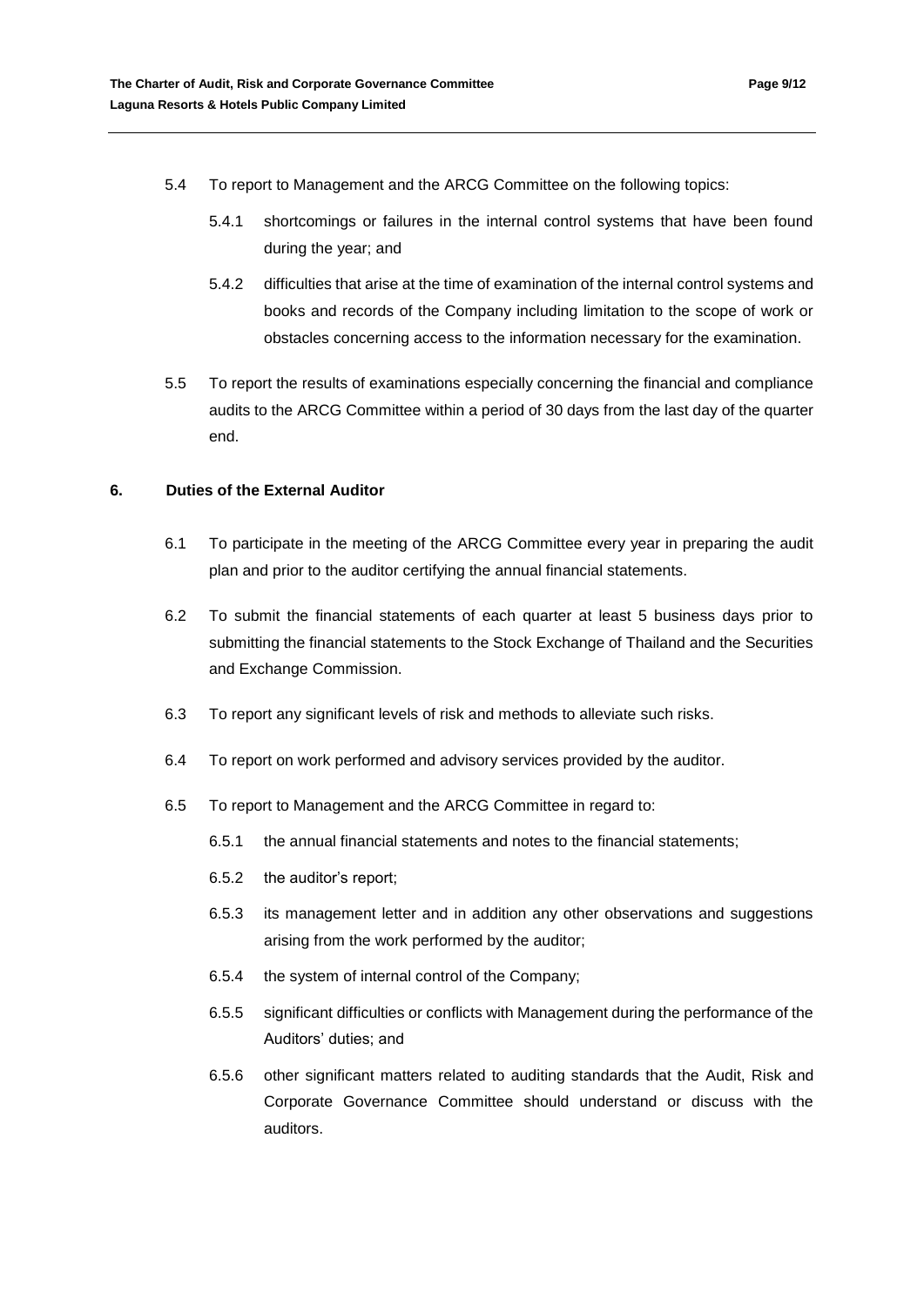5.4 To report to Management and the ARCG Committee on the following topics:

5.4.1 shortcomings or failures in the internal control systems that have been found during the year; and

5.4.2 difficulties that arise at the time of examination of the internal control systems and books and records of the Company including limitation to the scope of work or obstacles concerning access to the information necessary for the examination.

5.5 To report the results of examinations especially concerning the financial and compliance audits to the ARCG Committee within a period of 30 days from the last day of the quarter end.

**6. Duties of the External Auditor**

6.1 To participate in the meeting of the ARCG Committee every year in preparing the audit plan and prior to the auditor certifying the annual financial statements.

6.2 To submit the financial statements of each quarter at least 5 business days prior to submitting the financial statements to the Stock Exchange of Thailand and the Securities and Exchange Commission.

6.3 To report any significant levels of risk and methods to alleviate such risks.

6.4 To report on work performed and advisory services provided by the auditor.

6.5 To report to Management and the ARCG Committee in regard to:

6.5.1 the annual financial statements and notes to the financial statements;

6.5.2 the auditor's report;

6.5.3 its management letter and in addition any other observations and suggestions arising from the work performed by the auditor;

6.5.4 the system of internal control of the Company;

6.5.5 significant difficulties or conflicts with Management during the performance of the Auditors' duties; and

6.5.6 other significant matters related to auditing standards that the Audit, Risk and Corporate Governance Committee should understand or discuss with the auditors.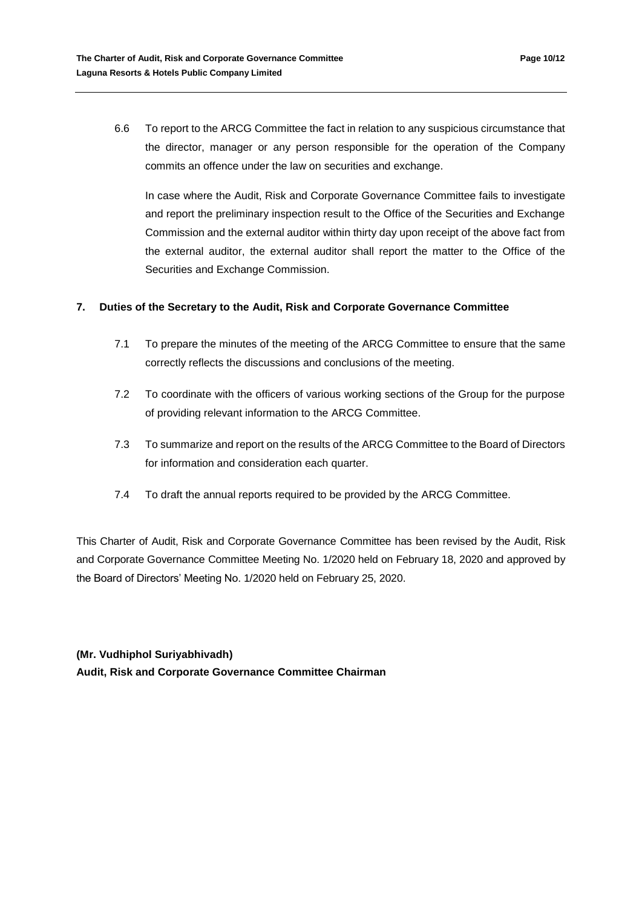6.6 To report to the ARCG Committee the fact in relation to any suspicious circumstance that the director, manager or any person responsible for the operation of the Company commits an offence under the law on securities and exchange.

In case where the Audit, Risk and Corporate Governance Committee fails to investigate and report the preliminary inspection result to the Office of the Securities and Exchange Commission and the external auditor within thirty day upon receipt of the above fact from the external auditor, the external auditor shall report the matter to the Office of the Securities and Exchange Commission.

## 7. Duties of the Secretary to the Audit, Risk and Corporate Governance Committee

7.1 To prepare the minutes of the meeting of the ARCG Committee to ensure that the same correctly reflects the discussions and conclusions of the meeting.

7.2 To coordinate with the officers of various working sections of the Group for the purpose of providing relevant information to the ARCG Committee.

7.3 To summarize and report on the results of the ARCG Committee to the Board of Directors for information and consideration each quarter.

7.4 To draft the annual reports required to be provided by the ARCG Committee.

This Charter of Audit, Risk and Corporate Governance Committee has been revised by the Audit, Risk and Corporate Governance Committee Meeting No. 1/2020 held on February 18, 2020 and approved by the Board of Directors' Meeting No. 1/2020 held on February 25, 2020.

**(Mr. Vudhiphol Suriyabhivadh)**
**Audit, Risk and Corporate Governance Committee Chairman**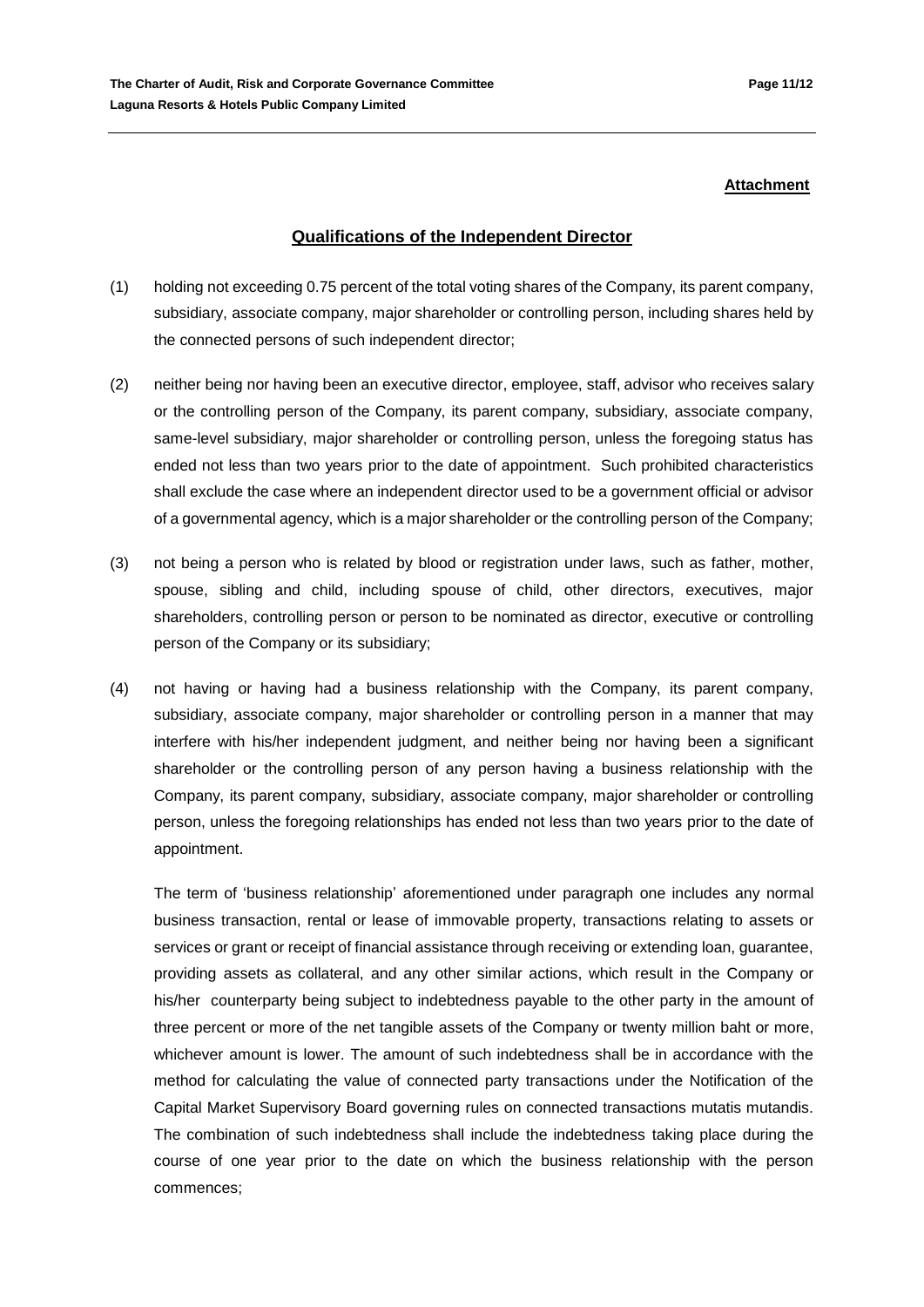**Attachment**

## Qualifications of the Independent Director

(1) holding not exceeding 0.75 percent of the total voting shares of the Company, its parent company, subsidiary, associate company, major shareholder or controlling person, including shares held by the connected persons of such independent director;

(2) neither being nor having been an executive director, employee, staff, advisor who receives salary or the controlling person of the Company, its parent company, subsidiary, associate company, same-level subsidiary, major shareholder or controlling person, unless the foregoing status has ended not less than two years prior to the date of appointment. Such prohibited characteristics shall exclude the case where an independent director used to be a government official or advisor of a governmental agency, which is a major shareholder or the controlling person of the Company;

(3) not being a person who is related by blood or registration under laws, such as father, mother, spouse, sibling and child, including spouse of child, other directors, executives, major shareholders, controlling person or person to be nominated as director, executive or controlling person of the Company or its subsidiary;

(4) not having or having had a business relationship with the Company, its parent company, subsidiary, associate company, major shareholder or controlling person in a manner that may interfere with his/her independent judgment, and neither being nor having been a significant shareholder or the controlling person of any person having a business relationship with the Company, its parent company, subsidiary, associate company, major shareholder or controlling person, unless the foregoing relationships has ended not less than two years prior to the date of appointment.

   The term of 'business relationship' aforementioned under paragraph one includes any normal business transaction, rental or lease of immovable property, transactions relating to assets or services or grant or receipt of financial assistance through receiving or extending loan, guarantee, providing assets as collateral, and any other similar actions, which result in the Company or his/her counterparty being subject to indebtedness payable to the other party in the amount of three percent or more of the net tangible assets of the Company or twenty million baht or more, whichever amount is lower. The amount of such indebtedness shall be in accordance with the method for calculating the value of connected party transactions under the Notification of the Capital Market Supervisory Board governing rules on connected transactions mutatis mutandis. The combination of such indebtedness shall include the indebtedness taking place during the course of one year prior to the date on which the business relationship with the person commences;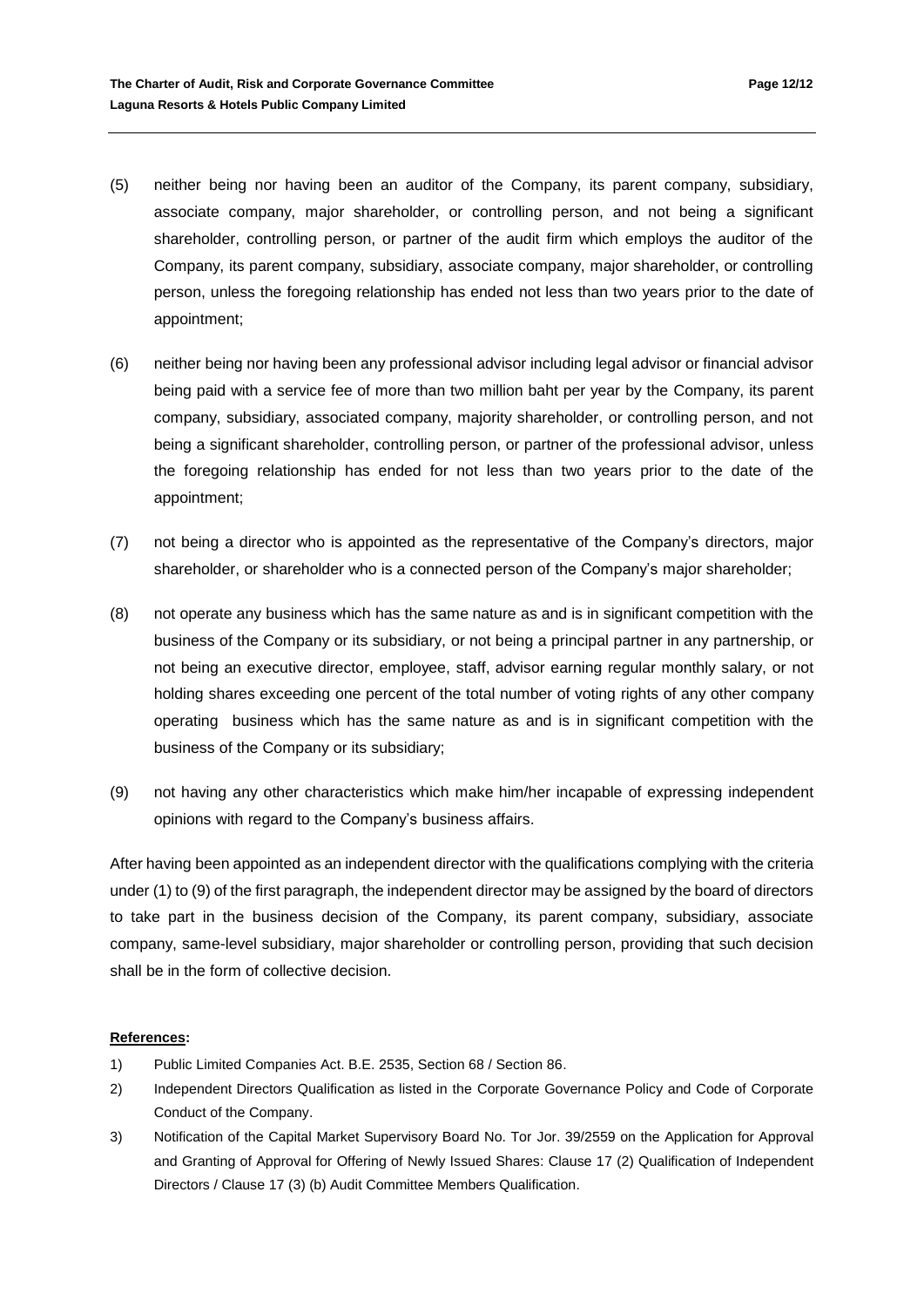(5) neither being nor having been an auditor of the Company, its parent company, subsidiary, associate company, major shareholder, or controlling person, and not being a significant shareholder, controlling person, or partner of the audit firm which employs the auditor of the Company, its parent company, subsidiary, associate company, major shareholder, or controlling person, unless the foregoing relationship has ended not less than two years prior to the date of appointment;

(6) neither being nor having been any professional advisor including legal advisor or financial advisor being paid with a service fee of more than two million baht per year by the Company, its parent company, subsidiary, associated company, majority shareholder, or controlling person, and not being a significant shareholder, controlling person, or partner of the professional advisor, unless the foregoing relationship has ended for not less than two years prior to the date of the appointment;

(7) not being a director who is appointed as the representative of the Company's directors, major shareholder, or shareholder who is a connected person of the Company's major shareholder;

(8) not operate any business which has the same nature as and is in significant competition with the business of the Company or its subsidiary, or not being a principal partner in any partnership, or not being an executive director, employee, staff, advisor earning regular monthly salary, or not holding shares exceeding one percent of the total number of voting rights of any other company operating business which has the same nature as and is in significant competition with the business of the Company or its subsidiary;

(9) not having any other characteristics which make him/her incapable of expressing independent opinions with regard to the Company's business affairs.

After having been appointed as an independent director with the qualifications complying with the criteria under (1) to (9) of the first paragraph, the independent director may be assigned by the board of directors to take part in the business decision of the Company, its parent company, subsidiary, associate company, same-level subsidiary, major shareholder or controlling person, providing that such decision shall be in the form of collective decision.

**References:**

1) Public Limited Companies Act. B.E. 2535, Section 68 / Section 86.
2) Independent Directors Qualification as listed in the Corporate Governance Policy and Code of Corporate Conduct of the Company.
3) Notification of the Capital Market Supervisory Board No. Tor Jor. 39/2559 on the Application for Approval and Granting of Approval for Offering of Newly Issued Shares: Clause 17 (2) Qualification of Independent Directors / Clause 17 (3) (b) Audit Committee Members Qualification.